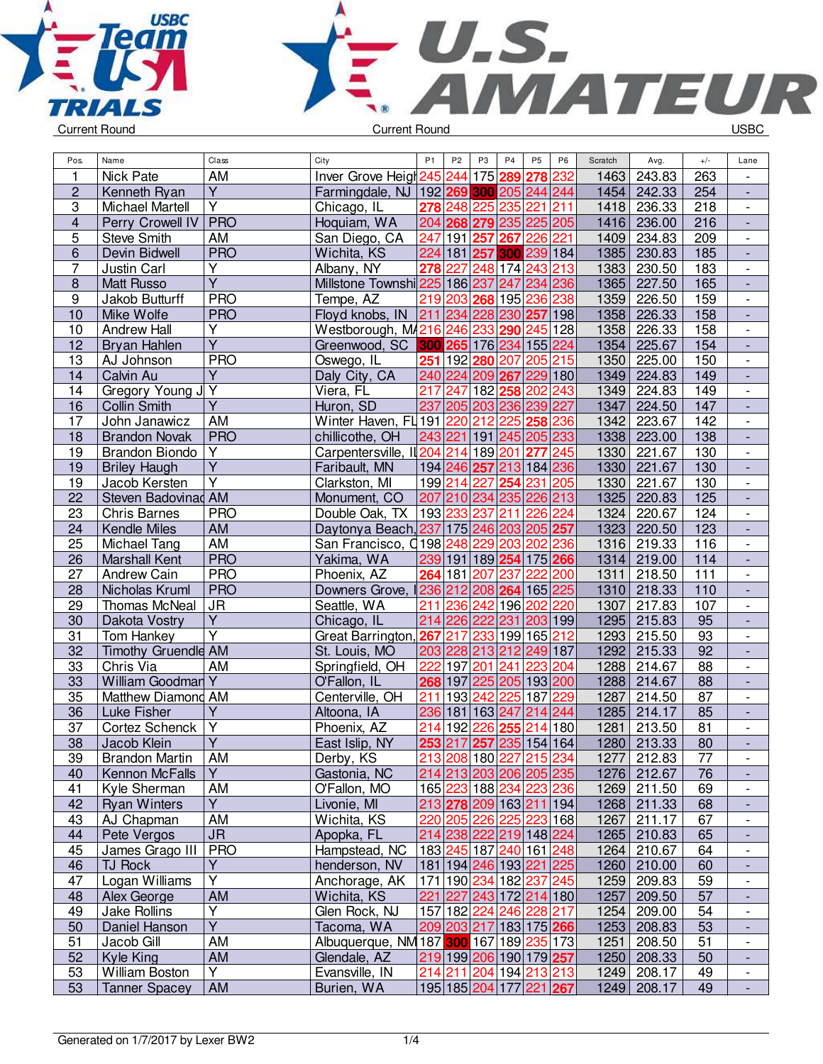USBC Team USA TRIALS — U.S. AMATEUR

Current Round | Current Round | USBC

| Pos. | Name | Class | City | P1 | P2 | P3 | P4 | P5 | P6 | Scratch | Avg. | +/- | Lane |
|---|---|---|---|---|---|---|---|---|---|---|---|---|---|
| 1 | Nick Pate | AM | Inver Grove Heigh | 245 | 244 | 175 | 289 | 278 | 232 | 1463 | 243.83 | 263 | - |
| 2 | Kenneth Ryan | Y | Farmingdale, NJ | 192 | 269 | 300 | 205 | 244 | 244 | 1454 | 242.33 | 254 | - |
| 3 | Michael Martell | Y | Chicago, IL | 278 | 248 | 225 | 235 | 221 | 211 | 1418 | 236.33 | 218 | - |
| 4 | Perry Crowell IV | PRO | Hoquiam, WA | 204 | 268 | 279 | 235 | 225 | 205 | 1416 | 236.00 | 216 | - |
| 5 | Steve Smith | AM | San Diego, CA | 247 | 191 | 257 | 267 | 226 | 221 | 1409 | 234.83 | 209 | - |
| 6 | Devin Bidwell | PRO | Wichita, KS | 224 | 181 | 257 | 300 | 239 | 184 | 1385 | 230.83 | 185 | - |
| 7 | Justin Carl | Y | Albany, NY | 278 | 227 | 248 | 174 | 243 | 213 | 1383 | 230.50 | 183 | - |
| 8 | Matt Russo | Y | Millstone Townshi | 225 | 186 | 237 | 247 | 234 | 236 | 1365 | 227.50 | 165 | - |
| 9 | Jakob Butturff | PRO | Tempe, AZ | 219 | 203 | 268 | 195 | 236 | 238 | 1359 | 226.50 | 159 | - |
| 10 | Mike Wolfe | PRO | Floyd knobs, IN | 211 | 234 | 228 | 230 | 257 | 198 | 1358 | 226.33 | 158 | - |
| 10 | Andrew Hall | Y | Westborough, MA | 216 | 246 | 233 | 290 | 245 | 128 | 1358 | 226.33 | 158 | - |
| 12 | Bryan Hahlen | Y | Greenwood, SC | 300 | 265 | 176 | 234 | 155 | 224 | 1354 | 225.67 | 154 | - |
| 13 | AJ Johnson | PRO | Oswego, IL | 251 | 192 | 280 | 207 | 205 | 215 | 1350 | 225.00 | 150 | - |
| 14 | Calvin Au | Y | Daly City, CA | 240 | 224 | 209 | 267 | 229 | 180 | 1349 | 224.83 | 149 | - |
| 14 | Gregory Young J | Y | Viera, FL | 217 | 247 | 182 | 258 | 202 | 243 | 1349 | 224.83 | 149 | - |
| 16 | Collin Smith | Y | Huron, SD | 237 | 205 | 203 | 236 | 239 | 227 | 1347 | 224.50 | 147 | - |
| 17 | John Janawicz | AM | Winter Haven, FL | 191 | 220 | 212 | 225 | 258 | 236 | 1342 | 223.67 | 142 | - |
| 18 | Brandon Novak | PRO | chillicothe, OH | 243 | 221 | 191 | 245 | 205 | 233 | 1338 | 223.00 | 138 | - |
| 19 | Brandon Biondo | Y | Carpentersville, IL | 204 | 214 | 189 | 201 | 277 | 245 | 1330 | 221.67 | 130 | - |
| 19 | Briley Haugh | Y | Faribault, MN | 194 | 246 | 257 | 213 | 184 | 236 | 1330 | 221.67 | 130 | - |
| 19 | Jacob Kersten | Y | Clarkston, MI | 199 | 214 | 227 | 254 | 231 | 205 | 1330 | 221.67 | 130 | - |
| 22 | Steven Badovinac | AM | Monument, CO | 207 | 210 | 234 | 235 | 226 | 213 | 1325 | 220.83 | 125 | - |
| 23 | Chris Barnes | PRO | Double Oak, TX | 193 | 233 | 237 | 211 | 226 | 224 | 1324 | 220.67 | 124 | - |
| 24 | Kendle Miles | AM | Daytonya Beach, | 237 | 175 | 246 | 203 | 205 | 257 | 1323 | 220.50 | 123 | - |
| 25 | Michael Tang | AM | San Francisco, C | 198 | 248 | 229 | 203 | 202 | 236 | 1316 | 219.33 | 116 | - |
| 26 | Marshall Kent | PRO | Yakima, WA | 239 | 191 | 189 | 254 | 175 | 266 | 1314 | 219.00 | 114 | - |
| 27 | Andrew Cain | PRO | Phoenix, AZ | 264 | 181 | 207 | 237 | 222 | 200 | 1311 | 218.50 | 111 | - |
| 28 | Nicholas Kruml | PRO | Downers Grove, I | 236 | 212 | 208 | 264 | 165 | 225 | 1310 | 218.33 | 110 | - |
| 29 | Thomas McNeal | JR | Seattle, WA | 211 | 236 | 242 | 196 | 202 | 220 | 1307 | 217.83 | 107 | - |
| 30 | Dakota Vostry | Y | Chicago, IL | 214 | 226 | 222 | 231 | 203 | 199 | 1295 | 215.83 | 95 | - |
| 31 | Tom Hankey | Y | Great Barrington, | 267 | 217 | 233 | 199 | 165 | 212 | 1293 | 215.50 | 93 | - |
| 32 | Timothy Gruendle | AM | St. Louis, MO | 203 | 228 | 213 | 212 | 249 | 187 | 1292 | 215.33 | 92 | - |
| 33 | Chris Via | AM | Springfield, OH | 222 | 197 | 201 | 241 | 223 | 204 | 1288 | 214.67 | 88 | - |
| 33 | William Goodman | Y | O'Fallon, IL | 268 | 197 | 225 | 205 | 193 | 200 | 1288 | 214.67 | 88 | - |
| 35 | Matthew Diamond | AM | Centerville, OH | 211 | 193 | 242 | 225 | 187 | 229 | 1287 | 214.50 | 87 | - |
| 36 | Luke Fisher | Y | Altoona, IA | 236 | 181 | 163 | 247 | 214 | 244 | 1285 | 214.17 | 85 | - |
| 37 | Cortez Schenck | Y | Phoenix, AZ | 214 | 192 | 226 | 255 | 214 | 180 | 1281 | 213.50 | 81 | - |
| 38 | Jacob Klein | Y | East Islip, NY | 253 | 217 | 257 | 235 | 154 | 164 | 1280 | 213.33 | 80 | - |
| 39 | Brandon Martin | AM | Derby, KS | 213 | 208 | 180 | 227 | 215 | 234 | 1277 | 212.83 | 77 | - |
| 40 | Kennon McFalls | Y | Gastonia, NC | 214 | 213 | 203 | 206 | 205 | 235 | 1276 | 212.67 | 76 | - |
| 41 | Kyle Sherman | AM | O'Fallon, MO | 165 | 223 | 188 | 234 | 223 | 236 | 1269 | 211.50 | 69 | - |
| 42 | Ryan Winters | Y | Livonie, MI | 213 | 278 | 209 | 163 | 211 | 194 | 1268 | 211.33 | 68 | - |
| 43 | AJ Chapman | AM | Wichita, KS | 220 | 205 | 226 | 225 | 223 | 168 | 1267 | 211.17 | 67 | - |
| 44 | Pete Vergos | JR | Apopka, FL | 214 | 238 | 222 | 219 | 148 | 224 | 1265 | 210.83 | 65 | - |
| 45 | James Grago III | PRO | Hampstead, NC | 183 | 245 | 187 | 240 | 161 | 248 | 1264 | 210.67 | 64 | - |
| 46 | TJ Rock | Y | henderson, NV | 181 | 194 | 246 | 193 | 221 | 225 | 1260 | 210.00 | 60 | - |
| 47 | Logan Williams | Y | Anchorage, AK | 171 | 190 | 234 | 182 | 237 | 245 | 1259 | 209.83 | 59 | - |
| 48 | Alex George | AM | Wichita, KS | 221 | 227 | 243 | 172 | 214 | 180 | 1257 | 209.50 | 57 | - |
| 49 | Jake Rollins | Y | Glen Rock, NJ | 157 | 182 | 224 | 246 | 228 | 217 | 1254 | 209.00 | 54 | - |
| 50 | Daniel Hanson | Y | Tacoma, WA | 209 | 203 | 217 | 183 | 175 | 266 | 1253 | 208.83 | 53 | - |
| 51 | Jacob Gill | AM | Albuquerque, NM | 187 | 300 | 167 | 189 | 235 | 173 | 1251 | 208.50 | 51 | - |
| 52 | Kyle King | AM | Glendale, AZ | 219 | 199 | 206 | 190 | 179 | 257 | 1250 | 208.33 | 50 | - |
| 53 | William Boston | Y | Evansville, IN | 214 | 211 | 204 | 194 | 213 | 213 | 1249 | 208.17 | 49 | - |
| 53 | Tanner Spacey | AM | Burien, WA | 195 | 185 | 204 | 177 | 221 | 267 | 1249 | 208.17 | 49 | - |

Generated on 1/7/2017 by Lexer BW2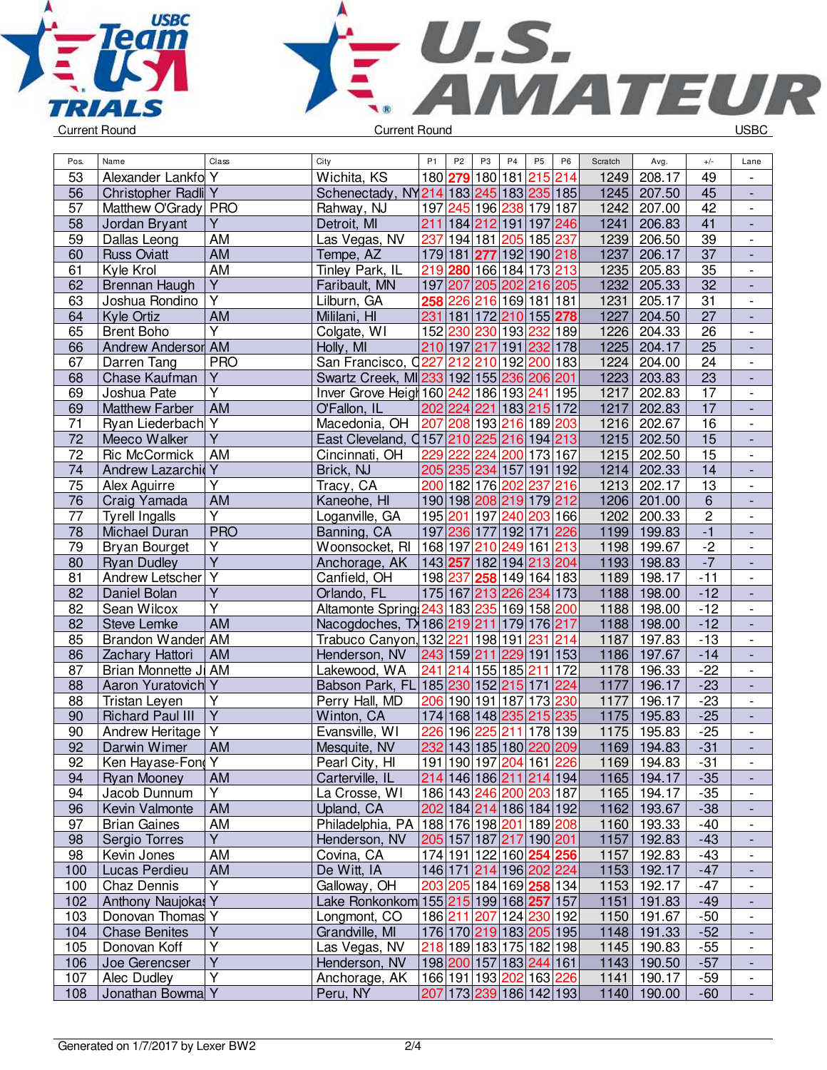Current Round | Current Round | USBC

| Pos. | Name | Class | City | P1 | P2 | P3 | P4 | P5 | P6 | Scratch | Avg. | +/- | Lane |
|---|---|---|---|---|---|---|---|---|---|---|---|---|---|
| 53 | Alexander Lankfo | Y | Wichita, KS | 180 | 279 | 180 | 181 | 215 | 214 | 1249 | 208.17 | 49 | - |
| 56 | Christopher Radli | Y | Schenectady, NY | 214 | 183 | 245 | 183 | 235 | 185 | 1245 | 207.50 | 45 | - |
| 57 | Matthew O'Grady | PRO | Rahway, NJ | 197 | 245 | 196 | 238 | 179 | 187 | 1242 | 207.00 | 42 | - |
| 58 | Jordan Bryant | Y | Detroit, MI | 211 | 184 | 212 | 191 | 197 | 246 | 1241 | 206.83 | 41 | - |
| 59 | Dallas Leong | AM | Las Vegas, NV | 237 | 194 | 181 | 205 | 185 | 237 | 1239 | 206.50 | 39 | - |
| 60 | Russ Oviatt | AM | Tempe, AZ | 179 | 181 | 277 | 192 | 190 | 218 | 1237 | 206.17 | 37 | - |
| 61 | Kyle Krol | AM | Tinley Park, IL | 219 | 280 | 166 | 184 | 173 | 213 | 1235 | 205.83 | 35 | - |
| 62 | Brennan Haugh | Y | Faribault, MN | 197 | 207 | 205 | 202 | 216 | 205 | 1232 | 205.33 | 32 | - |
| 63 | Joshua Rondino | Y | Lilburn, GA | 258 | 226 | 216 | 169 | 181 | 181 | 1231 | 205.17 | 31 | - |
| 64 | Kyle Ortiz | AM | Mililani, HI | 231 | 181 | 172 | 210 | 155 | 278 | 1227 | 204.50 | 27 | - |
| 65 | Brent Boho | Y | Colgate, WI | 152 | 230 | 230 | 193 | 232 | 189 | 1226 | 204.33 | 26 | - |
| 66 | Andrew Andersor | AM | Holly, MI | 210 | 197 | 217 | 191 | 232 | 178 | 1225 | 204.17 | 25 | - |
| 67 | Darren Tang | PRO | San Francisco, C | 227 | 212 | 210 | 192 | 200 | 183 | 1224 | 204.00 | 24 | - |
| 68 | Chase Kaufman | Y | Swartz Creek, MI | 233 | 192 | 155 | 236 | 206 | 201 | 1223 | 203.83 | 23 | - |
| 69 | Joshua Pate | Y | Inver Grove Heigh | 160 | 242 | 186 | 193 | 241 | 195 | 1217 | 202.83 | 17 | - |
| 69 | Matthew Farber | AM | O'Fallon, IL | 202 | 224 | 221 | 183 | 215 | 172 | 1217 | 202.83 | 17 | - |
| 71 | Ryan Liederbach | Y | Macedonia, OH | 207 | 208 | 193 | 216 | 189 | 203 | 1216 | 202.67 | 16 | - |
| 72 | Meeco Walker | Y | East Cleveland, C | 157 | 210 | 225 | 216 | 194 | 213 | 1215 | 202.50 | 15 | - |
| 72 | Ric McCormick | AM | Cincinnati, OH | 229 | 222 | 224 | 200 | 173 | 167 | 1215 | 202.50 | 15 | - |
| 74 | Andrew Lazarchi | Y | Brick, NJ | 205 | 235 | 234 | 157 | 191 | 192 | 1214 | 202.33 | 14 | - |
| 75 | Alex Aguirre | Y | Tracy, CA | 200 | 182 | 176 | 202 | 237 | 216 | 1213 | 202.17 | 13 | - |
| 76 | Craig Yamada | AM | Kaneohe, HI | 190 | 198 | 208 | 219 | 179 | 212 | 1206 | 201.00 | 6 | - |
| 77 | Tyrell Ingalls | Y | Loganville, GA | 195 | 201 | 197 | 240 | 203 | 166 | 1202 | 200.33 | 2 | - |
| 78 | Michael Duran | PRO | Banning, CA | 197 | 236 | 177 | 192 | 171 | 226 | 1199 | 199.83 | -1 | - |
| 79 | Bryan Bourget | Y | Woonsocket, RI | 168 | 197 | 210 | 249 | 161 | 213 | 1198 | 199.67 | -2 | - |
| 80 | Ryan Dudley | Y | Anchorage, AK | 143 | 257 | 182 | 194 | 213 | 204 | 1193 | 198.83 | -7 | - |
| 81 | Andrew Letscher | Y | Canfield, OH | 198 | 237 | 258 | 149 | 164 | 183 | 1189 | 198.17 | -11 | - |
| 82 | Daniel Bolan | Y | Orlando, FL | 175 | 167 | 213 | 226 | 234 | 173 | 1188 | 198.00 | -12 | - |
| 82 | Sean Wilcox | Y | Altamonte Spring | 243 | 183 | 235 | 169 | 158 | 200 | 1188 | 198.00 | -12 | - |
| 82 | Steve Lemke | AM | Nacogdoches, TX | 186 | 219 | 211 | 179 | 176 | 217 | 1188 | 198.00 | -12 | - |
| 85 | Brandon Wander | AM | Trabuco Canyon, | 132 | 221 | 198 | 191 | 231 | 214 | 1187 | 197.83 | -13 | - |
| 86 | Zachary Hattori | AM | Henderson, NV | 243 | 159 | 211 | 229 | 191 | 153 | 1186 | 197.67 | -14 | - |
| 87 | Brian Monnette J | AM | Lakewood, WA | 241 | 214 | 155 | 185 | 211 | 172 | 1178 | 196.33 | -22 | - |
| 88 | Aaron Yuratovich | Y | Babson Park, FL | 185 | 230 | 152 | 215 | 171 | 224 | 1177 | 196.17 | -23 | - |
| 88 | Tristan Leyen | Y | Perry Hall, MD | 206 | 190 | 191 | 187 | 173 | 230 | 1177 | 196.17 | -23 | - |
| 90 | Richard Paul III | Y | Winton, CA | 174 | 168 | 148 | 235 | 215 | 235 | 1175 | 195.83 | -25 | - |
| 90 | Andrew Heritage | Y | Evansville, WI | 226 | 196 | 225 | 211 | 178 | 139 | 1175 | 195.83 | -25 | - |
| 92 | Darwin Wimer | AM | Mesquite, NV | 232 | 143 | 185 | 180 | 220 | 209 | 1169 | 194.83 | -31 | - |
| 92 | Ken Hayase-Fong | Y | Pearl City, HI | 191 | 190 | 197 | 204 | 161 | 226 | 1169 | 194.83 | -31 | - |
| 94 | Ryan Mooney | AM | Carterville, IL | 214 | 146 | 186 | 211 | 214 | 194 | 1165 | 194.17 | -35 | - |
| 94 | Jacob Dunnum | Y | La Crosse, WI | 186 | 143 | 246 | 200 | 203 | 187 | 1165 | 194.17 | -35 | - |
| 96 | Kevin Valmonte | AM | Upland, CA | 202 | 184 | 214 | 186 | 184 | 192 | 1162 | 193.67 | -38 | - |
| 97 | Brian Gaines | AM | Philadelphia, PA | 188 | 176 | 198 | 201 | 189 | 208 | 1160 | 193.33 | -40 | - |
| 98 | Sergio Torres | Y | Henderson, NV | 205 | 157 | 187 | 217 | 190 | 201 | 1157 | 192.83 | -43 | - |
| 98 | Kevin Jones | AM | Covina, CA | 174 | 191 | 122 | 160 | 254 | 256 | 1157 | 192.83 | -43 | - |
| 100 | Lucas Perdieu | AM | De Witt, IA | 146 | 171 | 214 | 196 | 202 | 224 | 1153 | 192.17 | -47 | - |
| 100 | Chaz Dennis | Y | Galloway, OH | 203 | 205 | 184 | 169 | 258 | 134 | 1153 | 192.17 | -47 | - |
| 102 | Anthony Naujokas | Y | Lake Ronkonkom | 155 | 215 | 199 | 168 | 257 | 157 | 1151 | 191.83 | -49 | - |
| 103 | Donovan Thomas | Y | Longmont, CO | 186 | 211 | 207 | 124 | 230 | 192 | 1150 | 191.67 | -50 | - |
| 104 | Chase Benites | Y | Grandville, MI | 176 | 170 | 219 | 183 | 205 | 195 | 1148 | 191.33 | -52 | - |
| 105 | Donovan Koff | Y | Las Vegas, NV | 218 | 189 | 183 | 175 | 182 | 198 | 1145 | 190.83 | -55 | - |
| 106 | Joe Gerencser | Y | Henderson, NV | 198 | 200 | 157 | 183 | 244 | 161 | 1143 | 190.50 | -57 | - |
| 107 | Alec Dudley | Y | Anchorage, AK | 166 | 191 | 193 | 202 | 163 | 226 | 1141 | 190.17 | -59 | - |
| 108 | Jonathan Bowma | Y | Peru, NY | 207 | 173 | 239 | 186 | 142 | 193 | 1140 | 190.00 | -60 | - |

Generated on 1/7/2017 by Lexer BW2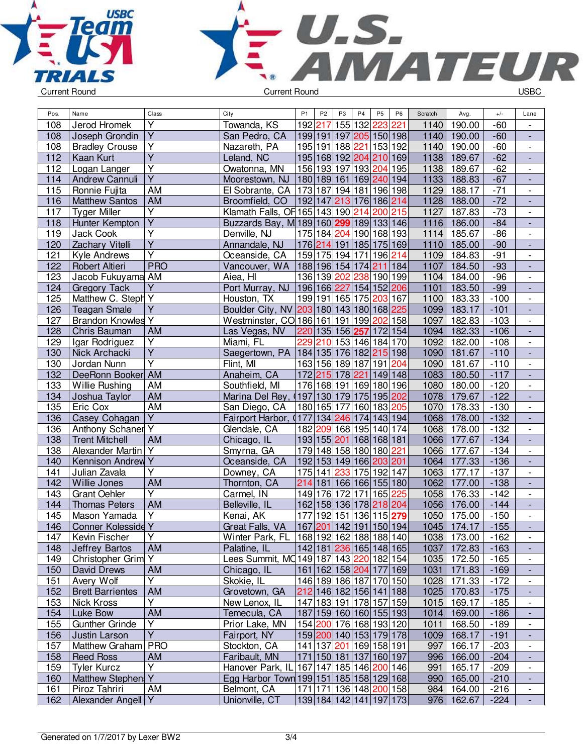Current Round | Current Round | USBC

| Pos. | Name | Class | City | P1 | P2 | P3 | P4 | P5 | P6 | Scratch | Avg. | +/- | Lane |
|---|---|---|---|---|---|---|---|---|---|---|---|---|---|
| 108 | Jerod Hromek | Y | Towanda, KS | 192 | 217 | 155 | 132 | 223 | 221 | 1140 | 190.00 | -60 | - |
| 108 | Joseph Grondin | Y | San Pedro, CA | 199 | 191 | 197 | 205 | 150 | 198 | 1140 | 190.00 | -60 | - |
| 108 | Bradley Crouse | Y | Nazareth, PA | 195 | 191 | 188 | 221 | 153 | 192 | 1140 | 190.00 | -60 | - |
| 112 | Kaan Kurt | Y | Leland, NC | 195 | 168 | 192 | 204 | 210 | 169 | 1138 | 189.67 | -62 | - |
| 112 | Logan Langer | Y | Owatonna, MN | 156 | 193 | 197 | 193 | 204 | 195 | 1138 | 189.67 | -62 | - |
| 114 | Andrew Cannuli | Y | Moorestown, NJ | 180 | 189 | 161 | 169 | 240 | 194 | 1133 | 188.83 | -67 | - |
| 115 | Ronnie Fujita | AM | El Sobrante, CA | 173 | 187 | 194 | 181 | 196 | 198 | 1129 | 188.17 | -71 | - |
| 116 | Matthew Santos | AM | Broomfield, CO | 192 | 147 | 213 | 176 | 186 | 214 | 1128 | 188.00 | -72 | - |
| 117 | Tyger Miller | Y | Klamath Falls, OR | 165 | 143 | 190 | 214 | 200 | 215 | 1127 | 187.83 | -73 | - |
| 118 | Hunter Kempton | Y | Buzzards Bay, M | 189 | 160 | 299 | 189 | 133 | 146 | 1116 | 186.00 | -84 | - |
| 119 | Jack Cook | Y | Denville, NJ | 175 | 184 | 204 | 190 | 168 | 193 | 1114 | 185.67 | -86 | - |
| 120 | Zachary Vitelli | Y | Annandale, NJ | 176 | 214 | 191 | 185 | 175 | 169 | 1110 | 185.00 | -90 | - |
| 121 | Kyle Andrews | Y | Oceanside, CA | 159 | 175 | 194 | 171 | 196 | 214 | 1109 | 184.83 | -91 | - |
| 122 | Robert Altieri | PRO | Vancouver, WA | 188 | 196 | 154 | 174 | 211 | 184 | 1107 | 184.50 | -93 | - |
| 123 | Jacob Fukuyama | AM | Aiea, HI | 136 | 139 | 202 | 238 | 190 | 199 | 1104 | 184.00 | -96 | - |
| 124 | Gregory Tack | Y | Port Murray, NJ | 196 | 166 | 227 | 154 | 152 | 206 | 1101 | 183.50 | -99 | - |
| 125 | Matthew C. Steph | Y | Houston, TX | 199 | 191 | 165 | 175 | 203 | 167 | 1100 | 183.33 | -100 | - |
| 126 | Teagan Smale | Y | Boulder City, NV | 203 | 180 | 143 | 180 | 168 | 225 | 1099 | 183.17 | -101 | - |
| 127 | Brandon Knowles | Y | Westminster, CO | 186 | 161 | 191 | 199 | 202 | 158 | 1097 | 182.83 | -103 | - |
| 128 | Chris Bauman | AM | Las Vegas, NV | 220 | 135 | 156 | 257 | 172 | 154 | 1094 | 182.33 | -106 | - |
| 129 | Igar Rodriguez | Y | Miami, FL | 229 | 210 | 153 | 146 | 184 | 170 | 1092 | 182.00 | -108 | - |
| 130 | Nick Archacki | Y | Saegertown, PA | 184 | 135 | 176 | 182 | 215 | 198 | 1090 | 181.67 | -110 | - |
| 130 | Jordan Nunn | Y | Flint, MI | 163 | 156 | 189 | 187 | 191 | 204 | 1090 | 181.67 | -110 | - |
| 132 | DeeRonn Booker | AM | Anaheim, CA | 172 | 215 | 178 | 221 | 149 | 148 | 1083 | 180.50 | -117 | - |
| 133 | Willie Rushing | AM | Southfield, MI | 176 | 168 | 191 | 169 | 180 | 196 | 1080 | 180.00 | -120 | - |
| 134 | Joshua Taylor | AM | Marina Del Rey, C | 197 | 130 | 179 | 175 | 195 | 202 | 1078 | 179.67 | -122 | - |
| 135 | Eric Cox | AM | San Diego, CA | 180 | 165 | 177 | 160 | 183 | 205 | 1070 | 178.33 | -130 | - |
| 136 | Casey Cohagan | Y | Fairport Harbor, C | 177 | 134 | 246 | 174 | 143 | 194 | 1068 | 178.00 | -132 | - |
| 136 | Anthony Schaner | Y | Glendale, CA | 182 | 209 | 168 | 195 | 140 | 174 | 1068 | 178.00 | -132 | - |
| 138 | Trent Mitchell | AM | Chicago, IL | 193 | 155 | 201 | 168 | 168 | 181 | 1066 | 177.67 | -134 | - |
| 138 | Alexander Martin | Y | Smyrna, GA | 179 | 148 | 158 | 180 | 180 | 221 | 1066 | 177.67 | -134 | - |
| 140 | Kennison Andrew | Y | Oceanside, CA | 192 | 153 | 149 | 166 | 203 | 201 | 1064 | 177.33 | -136 | - |
| 141 | Julian Zavala | Y | Downey, CA | 175 | 141 | 233 | 175 | 192 | 147 | 1063 | 177.17 | -137 | - |
| 142 | Willie Jones | AM | Thornton, CA | 214 | 181 | 166 | 166 | 155 | 180 | 1062 | 177.00 | -138 | - |
| 143 | Grant Oehler | Y | Carmel, IN | 149 | 176 | 172 | 171 | 165 | 225 | 1058 | 176.33 | -142 | - |
| 144 | Thomas Peters | AM | Belleville, IL | 162 | 158 | 136 | 178 | 218 | 204 | 1056 | 176.00 | -144 | - |
| 145 | Mason Yamada | Y | Kenai, AK | 177 | 192 | 151 | 136 | 115 | 279 | 1050 | 175.00 | -150 | - |
| 146 | Conner Kolesside | Y | Great Falls, VA | 167 | 201 | 142 | 191 | 150 | 194 | 1045 | 174.17 | -155 | - |
| 147 | Kevin Fischer | Y | Winter Park, FL | 168 | 192 | 162 | 188 | 188 | 140 | 1038 | 173.00 | -162 | - |
| 148 | Jeffrey Bartos | AM | Palatine, IL | 142 | 181 | 236 | 165 | 148 | 165 | 1037 | 172.83 | -163 | - |
| 149 | Christopher Grim | Y | Lees Summit, MO | 149 | 187 | 143 | 220 | 182 | 154 | 1035 | 172.50 | -165 | - |
| 150 | David Drews | AM | Chicago, IL | 161 | 162 | 158 | 204 | 177 | 169 | 1031 | 171.83 | -169 | - |
| 151 | Avery Wolf | Y | Skokie, IL | 146 | 189 | 186 | 187 | 170 | 150 | 1028 | 171.33 | -172 | - |
| 152 | Brett Barrientes | AM | Grovetown, GA | 212 | 146 | 182 | 156 | 141 | 188 | 1025 | 170.83 | -175 | - |
| 153 | Nick Kross | Y | New Lenox, IL | 147 | 183 | 191 | 178 | 157 | 159 | 1015 | 169.17 | -185 | - |
| 154 | Luke Bow | AM | Temecula, CA | 187 | 159 | 160 | 160 | 155 | 193 | 1014 | 169.00 | -186 | - |
| 155 | Gunther Grinde | Y | Prior Lake, MN | 154 | 200 | 176 | 168 | 193 | 120 | 1011 | 168.50 | -189 | - |
| 156 | Justin Larson | Y | Fairport, NY | 159 | 200 | 140 | 153 | 179 | 178 | 1009 | 168.17 | -191 | - |
| 157 | Matthew Graham | PRO | Stockton, CA | 141 | 137 | 201 | 169 | 158 | 191 | 997 | 166.17 | -203 | - |
| 158 | Reed Ross | AM | Faribault, MN | 171 | 150 | 181 | 137 | 160 | 197 | 996 | 166.00 | -204 | - |
| 159 | Tyler Kurcz | Y | Hanover Park, IL | 167 | 147 | 185 | 146 | 200 | 146 | 991 | 165.17 | -209 | - |
| 160 | Matthew Stephens | Y | Egg Harbor Town | 199 | 151 | 185 | 158 | 129 | 168 | 990 | 165.00 | -210 | - |
| 161 | Piroz Tahriri | AM | Belmont, CA | 171 | 171 | 136 | 148 | 200 | 158 | 984 | 164.00 | -216 | - |
| 162 | Alexander Angell | Y | Unionville, CT | 139 | 184 | 142 | 141 | 197 | 173 | 976 | 162.67 | -224 | - |

Generated on 1/7/2017 by Lexer BW2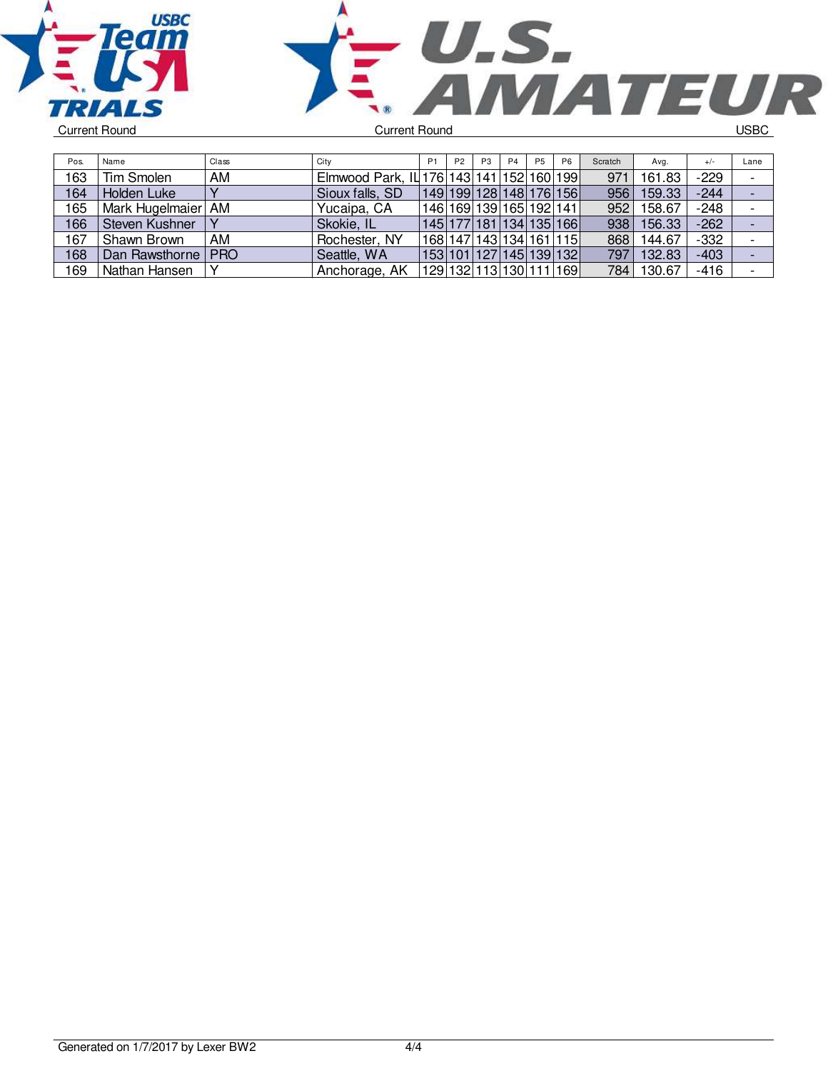| Pos. | Name | Class | City | P1 | P2 | P3 | P4 | P5 | P6 | Scratch | Avg. | +/- | Lane |
|---|---|---|---|---|---|---|---|---|---|---|---|---|---|
| 163 | Tim Smolen | AM | Elmwood Park, IL | 176 | 143 | 141 | 152 | 160 | 199 | 971 | 161.83 | -229 | - |
| 164 | Holden Luke | Y | Sioux falls, SD | 149 | 199 | 128 | 148 | 176 | 156 | 956 | 159.33 | -244 | - |
| 165 | Mark Hugelmaier | AM | Yucaipa, CA | 146 | 169 | 139 | 165 | 192 | 141 | 952 | 158.67 | -248 | - |
| 166 | Steven Kushner | Y | Skokie, IL | 145 | 177 | 181 | 134 | 135 | 166 | 938 | 156.33 | -262 | - |
| 167 | Shawn Brown | AM | Rochester, NY | 168 | 147 | 143 | 134 | 161 | 115 | 868 | 144.67 | -332 | - |
| 168 | Dan Rawsthorne | PRO | Seattle, WA | 153 | 101 | 127 | 145 | 139 | 132 | 797 | 132.83 | -403 | - |
| 169 | Nathan Hansen | Y | Anchorage, AK | 129 | 132 | 113 | 130 | 111 | 169 | 784 | 130.67 | -416 | - |